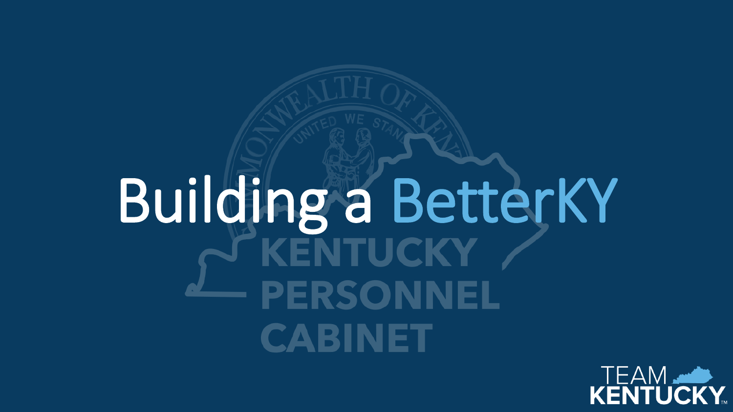# Building a BetterKY

KENTUCKY PERSONNEL CABINET

TEAM KENTUCKY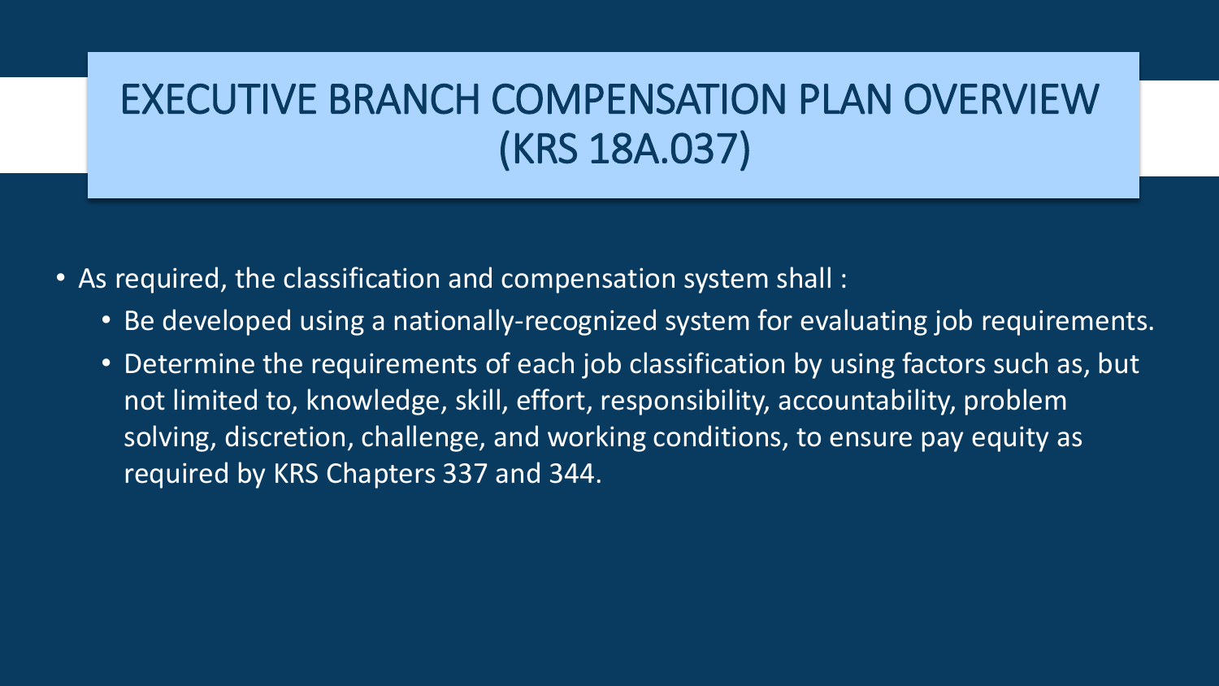# EXECUTIVE BRANCH COMPENSATION PLAN OVERVIEW (KRS 18A.037)

- As required, the classification and compensation system shall :
  - Be developed using a nationally-recognized system for evaluating job requirements.
  - Determine the requirements of each job classification by using factors such as, but not limited to, knowledge, skill, effort, responsibility, accountability, problem solving, discretion, challenge, and working conditions, to ensure pay equity as required by KRS Chapters 337 and 344.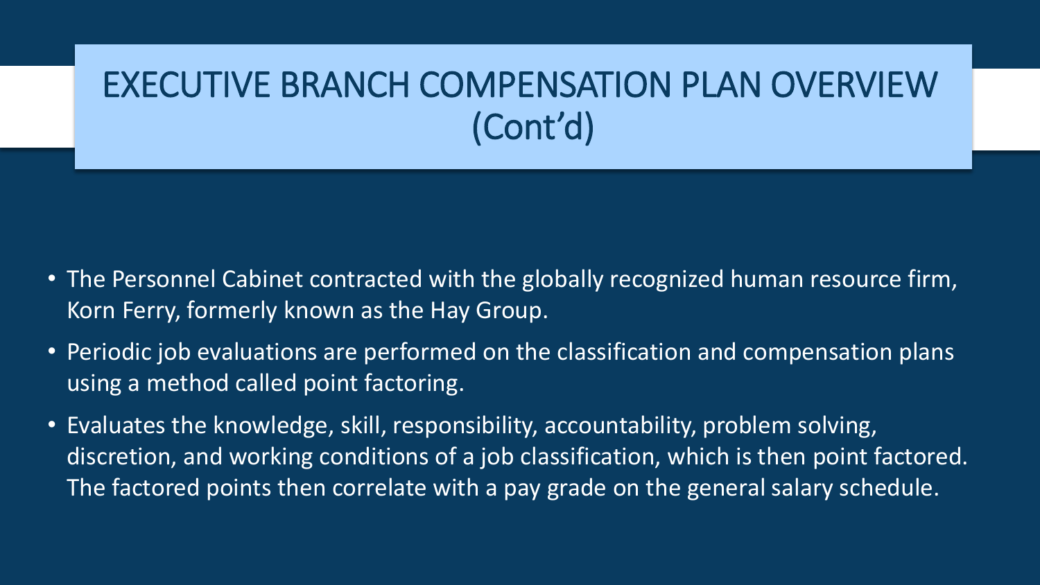# EXECUTIVE BRANCH COMPENSATION PLAN OVERVIEW (Cont'd)

- The Personnel Cabinet contracted with the globally recognized human resource firm, Korn Ferry, formerly known as the Hay Group.
- Periodic job evaluations are performed on the classification and compensation plans using a method called point factoring.
- Evaluates the knowledge, skill, responsibility, accountability, problem solving, discretion, and working conditions of a job classification, which is then point factored. The factored points then correlate with a pay grade on the general salary schedule.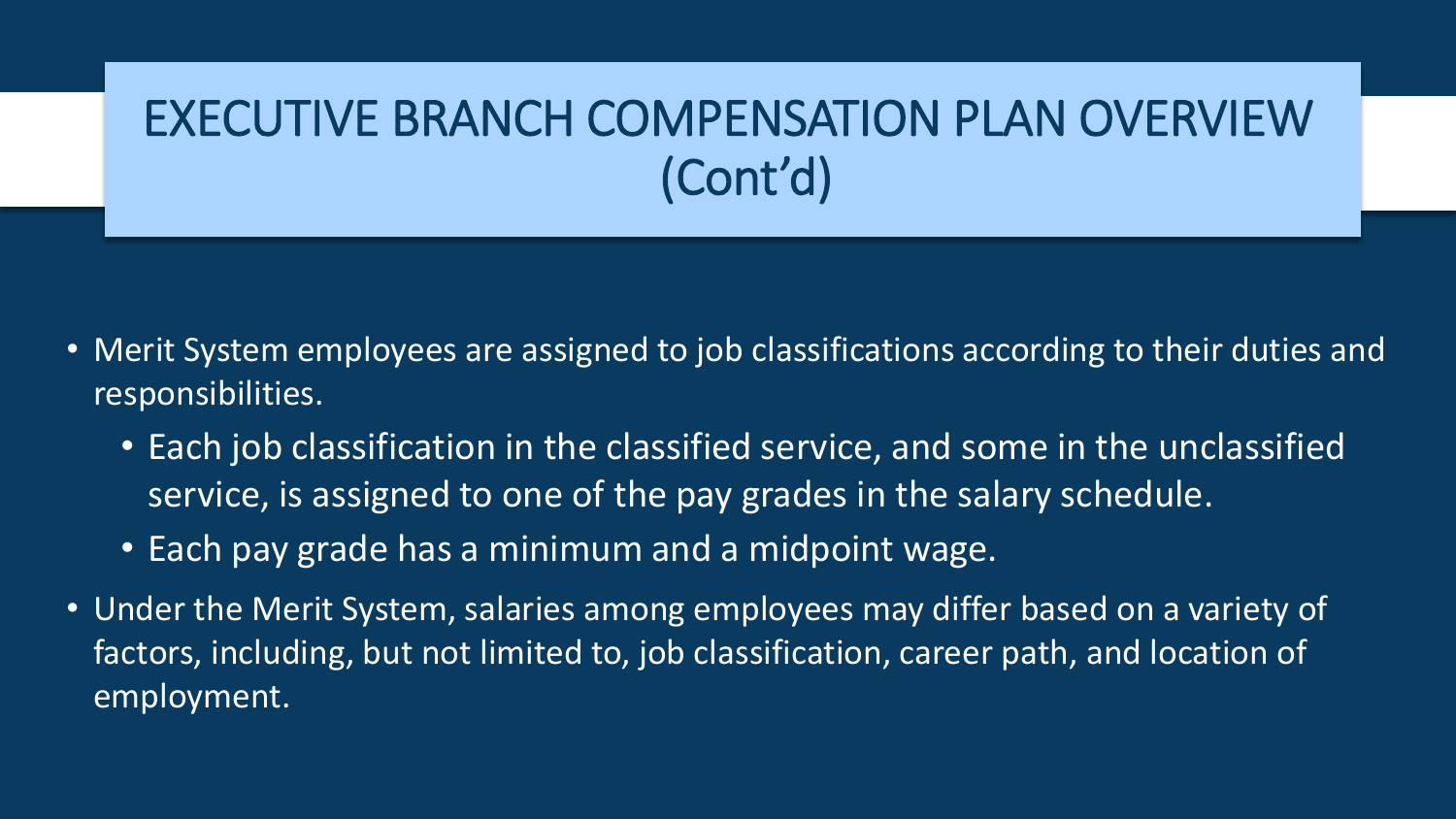# EXECUTIVE BRANCH COMPENSATION PLAN OVERVIEW (Cont'd)

- Merit System employees are assigned to job classifications according to their duties and responsibilities.
  - Each job classification in the classified service, and some in the unclassified service, is assigned to one of the pay grades in the salary schedule.
  - Each pay grade has a minimum and a midpoint wage.
- Under the Merit System, salaries among employees may differ based on a variety of factors, including, but not limited to, job classification, career path, and location of employment.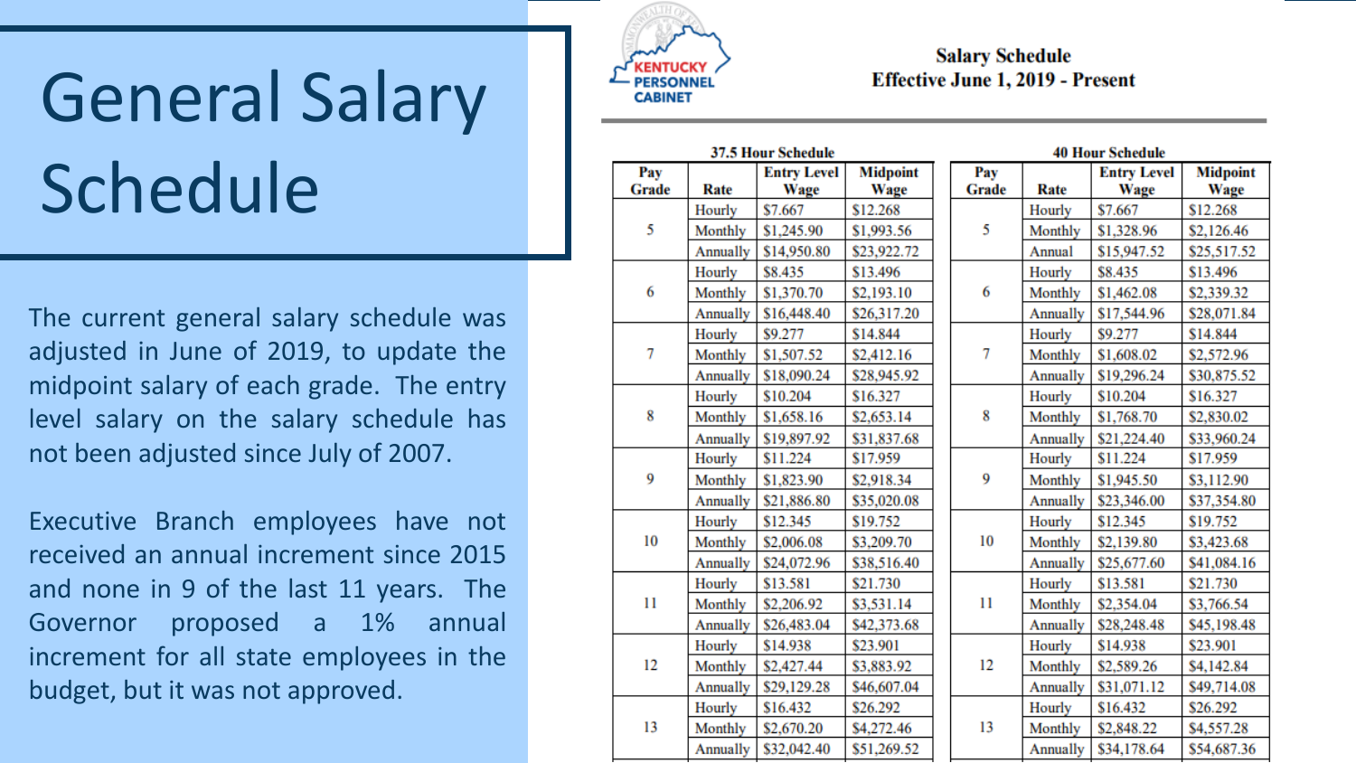# General Salary Schedule

The current general salary schedule was adjusted in June of 2019, to update the midpoint salary of each grade. The entry level salary on the salary schedule has not been adjusted since July of 2007.

Executive Branch employees have not received an annual increment since 2015 and none in 9 of the last 11 years. The Governor proposed a 1% annual increment for all state employees in the budget, but it was not approved.

KENTUCKY PERSONNEL CABINET

**Salary Schedule**
**Effective June 1, 2019 - Present**

**37.5 Hour Schedule**

| Pay Grade | Rate | Entry Level Wage | Midpoint Wage |
|---|---|---|---|
| 5 | Hourly | $7.667 | $12.268 |
| | Monthly | $1,245.90 | $1,993.56 |
| | Annually | $14,950.80 | $23,922.72 |
| 6 | Hourly | $8.435 | $13.496 |
| | Monthly | $1,370.70 | $2,193.10 |
| | Annually | $16,448.40 | $26,317.20 |
| 7 | Hourly | $9.277 | $14.844 |
| | Monthly | $1,507.52 | $2,412.16 |
| | Annually | $18,090.24 | $28,945.92 |
| 8 | Hourly | $10.204 | $16.327 |
| | Monthly | $1,658.16 | $2,653.14 |
| | Annually | $19,897.92 | $31,837.68 |
| 9 | Hourly | $11.224 | $17.959 |
| | Monthly | $1,823.90 | $2,918.34 |
| | Annually | $21,886.80 | $35,020.08 |
| 10 | Hourly | $12.345 | $19.752 |
| | Monthly | $2,006.08 | $3,209.70 |
| | Annually | $24,072.96 | $38,516.40 |
| 11 | Hourly | $13.581 | $21.730 |
| | Monthly | $2,206.92 | $3,531.14 |
| | Annually | $26,483.04 | $42,373.68 |
| 12 | Hourly | $14.938 | $23.901 |
| | Monthly | $2,427.44 | $3,883.92 |
| | Annually | $29,129.28 | $46,607.04 |
| 13 | Hourly | $16.432 | $26.292 |
| | Monthly | $2,670.20 | $4,272.46 |
| | Annually | $32,042.40 | $51,269.52 |

**40 Hour Schedule**

| Pay Grade | Rate | Entry Level Wage | Midpoint Wage |
|---|---|---|---|
| 5 | Hourly | $7.667 | $12.268 |
| | Monthly | $1,328.96 | $2,126.46 |
| | Annual | $15,947.52 | $25,517.52 |
| 6 | Hourly | $8.435 | $13.496 |
| | Monthly | $1,462.08 | $2,339.32 |
| | Annually | $17,544.96 | $28,071.84 |
| 7 | Hourly | $9.277 | $14.844 |
| | Monthly | $1,608.02 | $2,572.96 |
| | Annually | $19,296.24 | $30,875.52 |
| 8 | Hourly | $10.204 | $16.327 |
| | Monthly | $1,768.70 | $2,830.02 |
| | Annually | $21,224.40 | $33,960.24 |
| 9 | Hourly | $11.224 | $17.959 |
| | Monthly | $1,945.50 | $3,112.90 |
| | Annually | $23,346.00 | $37,354.80 |
| 10 | Hourly | $12.345 | $19.752 |
| | Monthly | $2,139.80 | $3,423.68 |
| | Annually | $25,677.60 | $41,084.16 |
| 11 | Hourly | $13.581 | $21.730 |
| | Monthly | $2,354.04 | $3,766.54 |
| | Annually | $28,248.48 | $45,198.48 |
| 12 | Hourly | $14.938 | $23.901 |
| | Monthly | $2,589.26 | $4,142.84 |
| | Annually | $31,071.12 | $49,714.08 |
| 13 | Hourly | $16.432 | $26.292 |
| | Monthly | $2,848.22 | $4,557.28 |
| | Annually | $34,178.64 | $54,687.36 |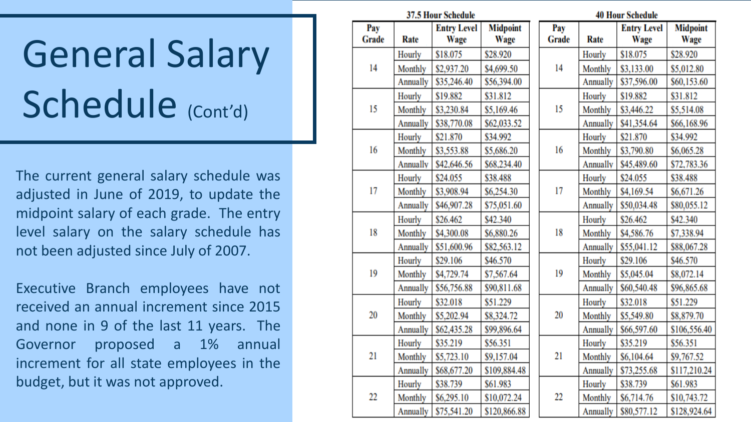# General Salary Schedule (Cont'd)

The current general salary schedule was adjusted in June of 2019, to update the midpoint salary of each grade. The entry level salary on the salary schedule has not been adjusted since July of 2007.

Executive Branch employees have not received an annual increment since 2015 and none in 9 of the last 11 years. The Governor proposed a 1% annual increment for all state employees in the budget, but it was not approved.

**37.5 Hour Schedule**

| Pay Grade | Rate | Entry Level Wage | Midpoint Wage |
|---|---|---|---|
| 14 | Hourly | $18.075 | $28.920 |
| | Monthly | $2,937.20 | $4,699.50 |
| | Annually | $35,246.40 | $56,394.00 |
| 15 | Hourly | $19.882 | $31.812 |
| | Monthly | $3,230.84 | $5,169.46 |
| | Annually | $38,770.08 | $62,033.52 |
| 16 | Hourly | $21.870 | $34.992 |
| | Monthly | $3,553.88 | $5,686.20 |
| | Annually | $42,646.56 | $68,234.40 |
| 17 | Hourly | $24.055 | $38.488 |
| | Monthly | $3,908.94 | $6,254.30 |
| | Annually | $46,907.28 | $75,051.60 |
| 18 | Hourly | $26.462 | $42.340 |
| | Monthly | $4,300.08 | $6,880.26 |
| | Annually | $51,600.96 | $82,563.12 |
| 19 | Hourly | $29.106 | $46.570 |
| | Monthly | $4,729.74 | $7,567.64 |
| | Annually | $56,756.88 | $90,811.68 |
| 20 | Hourly | $32.018 | $51.229 |
| | Monthly | $5,202.94 | $8,324.72 |
| | Annually | $62,435.28 | $99,896.64 |
| 21 | Hourly | $35.219 | $56.351 |
| | Monthly | $5,723.10 | $9,157.04 |
| | Annually | $68,677.20 | $109,884.48 |
| 22 | Hourly | $38.739 | $61.983 |
| | Monthly | $6,295.10 | $10,072.24 |
| | Annually | $75,541.20 | $120,866.88 |

**40 Hour Schedule**

| Pay Grade | Rate | Entry Level Wage | Midpoint Wage |
|---|---|---|---|
| 14 | Hourly | $18.075 | $28.920 |
| | Monthly | $3,133.00 | $5,012.80 |
| | Annually | $37,596.00 | $60,153.60 |
| 15 | Hourly | $19.882 | $31.812 |
| | Monthly | $3,446.22 | $5,514.08 |
| | Annually | $41,354.64 | $66,168.96 |
| 16 | Hourly | $21.870 | $34.992 |
| | Monthly | $3,790.80 | $6,065.28 |
| | Annually | $45,489.60 | $72,783.36 |
| 17 | Hourly | $24.055 | $38.488 |
| | Monthly | $4,169.54 | $6,671.26 |
| | Annually | $50,034.48 | $80,055.12 |
| 18 | Hourly | $26.462 | $42.340 |
| | Monthly | $4,586.76 | $7,338.94 |
| | Annually | $55,041.12 | $88,067.28 |
| 19 | Hourly | $29.106 | $46.570 |
| | Monthly | $5,045.04 | $8,072.14 |
| | Annually | $60,540.48 | $96,865.68 |
| 20 | Hourly | $32.018 | $51.229 |
| | Monthly | $5,549.80 | $8,879.70 |
| | Annually | $66,597.60 | $106,556.40 |
| 21 | Hourly | $35.219 | $56.351 |
| | Monthly | $6,104.64 | $9,767.52 |
| | Annually | $73,255.68 | $117,210.24 |
| 22 | Hourly | $38.739 | $61.983 |
| | Monthly | $6,714.76 | $10,743.72 |
| | Annually | $80,577.12 | $128,924.64 |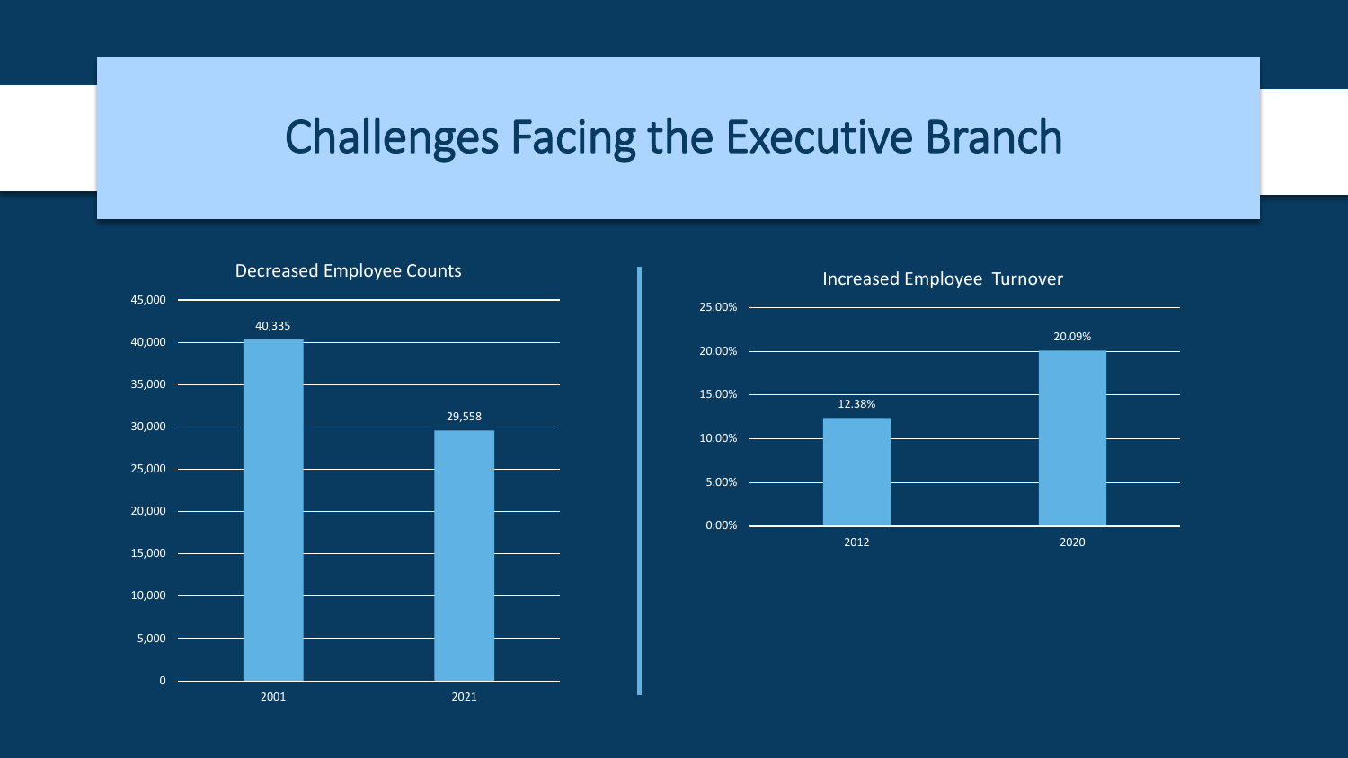# Challenges Facing the Executive Branch

**Decreased Employee Counts**

| Year | Employees |
| --- | --- |
| 2001 | 40,335 |
| 2021 | 29,558 |

**Increased Employee Turnover**

| Year | Turnover |
| --- | --- |
| 2012 | 12.38% |
| 2020 | 20.09% |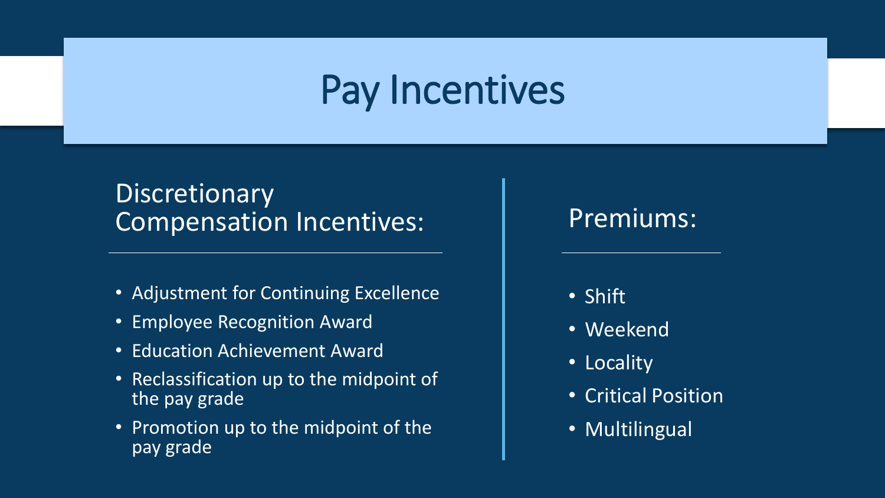# Pay Incentives

## Discretionary Compensation Incentives:

- Adjustment for Continuing Excellence
- Employee Recognition Award
- Education Achievement Award
- Reclassification up to the midpoint of the pay grade
- Promotion up to the midpoint of the pay grade

## Premiums:

- Shift
- Weekend
- Locality
- Critical Position
- Multilingual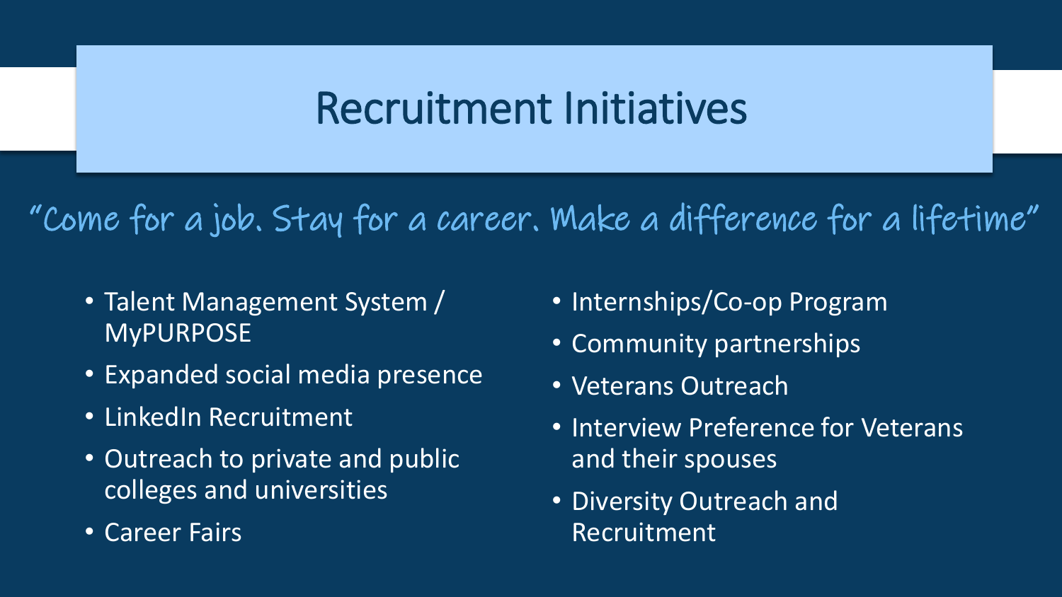# Recruitment Initiatives

*"Come for a job. Stay for a career. Make a difference for a lifetime"*

- Talent Management System / MyPURPOSE
- Expanded social media presence
- LinkedIn Recruitment
- Outreach to private and public colleges and universities
- Career Fairs
- Internships/Co-op Program
- Community partnerships
- Veterans Outreach
- Interview Preference for Veterans and their spouses
- Diversity Outreach and Recruitment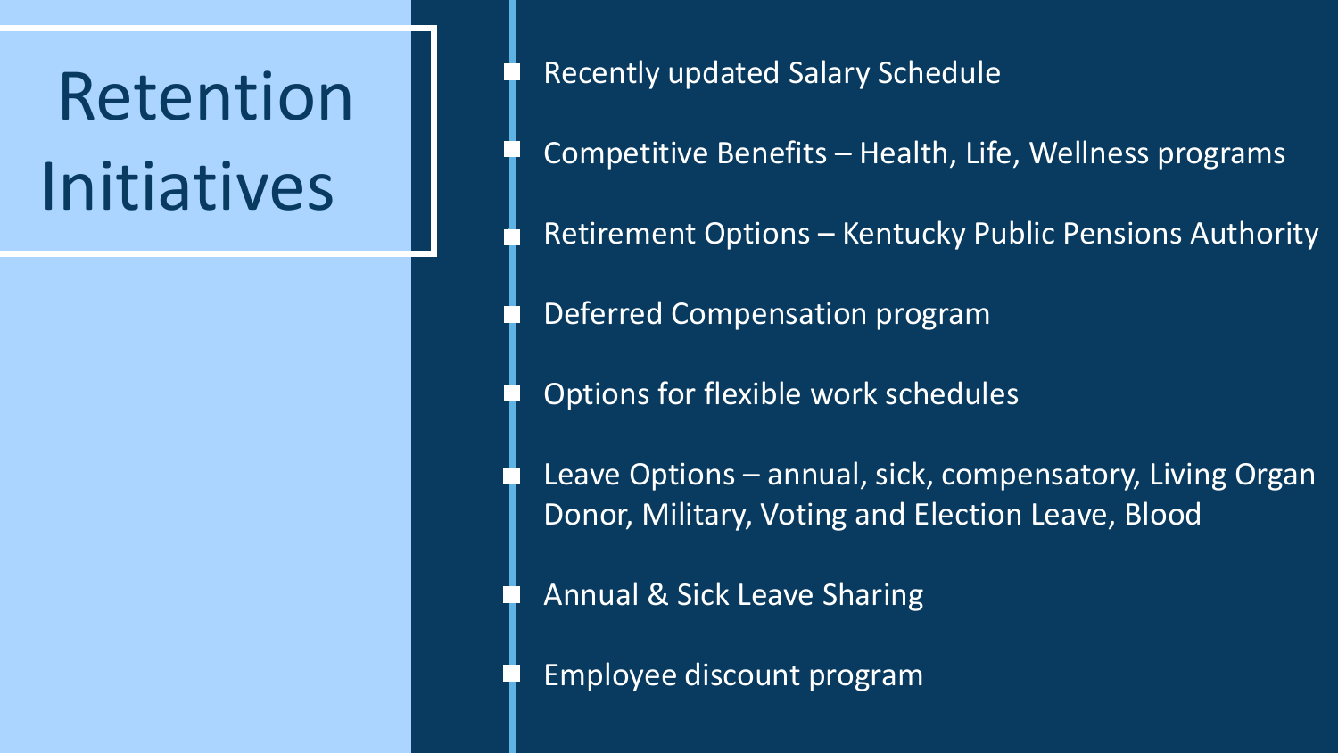# Retention Initiatives

- Recently updated Salary Schedule
- Competitive Benefits – Health, Life, Wellness programs
- Retirement Options – Kentucky Public Pensions Authority
- Deferred Compensation program
- Options for flexible work schedules
- Leave Options – annual, sick, compensatory, Living Organ Donor, Military, Voting and Election Leave, Blood
- Annual & Sick Leave Sharing
- Employee discount program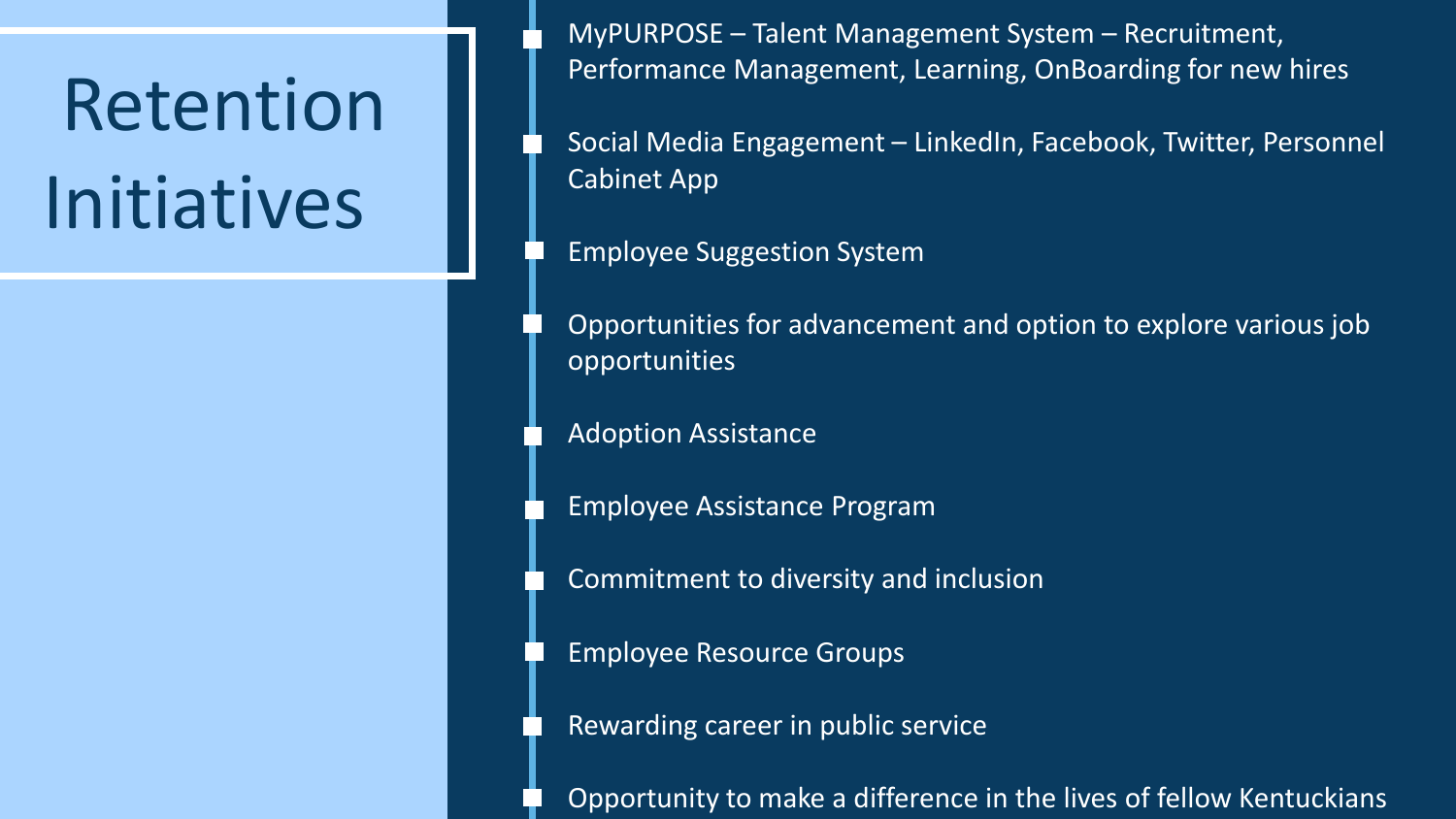# Retention Initiatives

- MyPURPOSE – Talent Management System – Recruitment, Performance Management, Learning, OnBoarding for new hires
- Social Media Engagement – LinkedIn, Facebook, Twitter, Personnel Cabinet App
- Employee Suggestion System
- Opportunities for advancement and option to explore various job opportunities
- Adoption Assistance
- Employee Assistance Program
- Commitment to diversity and inclusion
- Employee Resource Groups
- Rewarding career in public service
- Opportunity to make a difference in the lives of fellow Kentuckians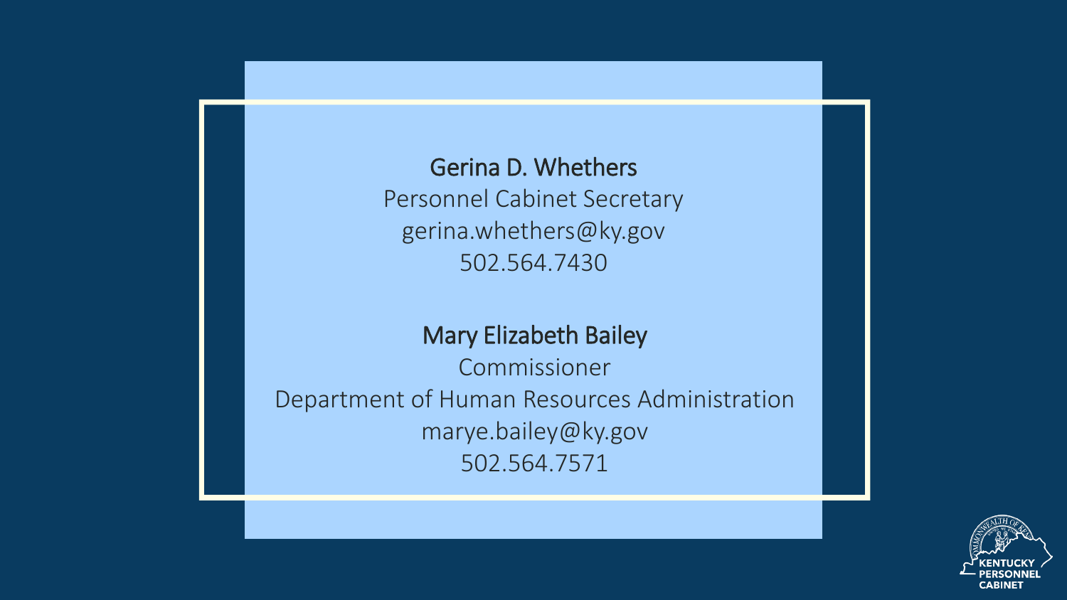**Gerina D. Whethers**
Personnel Cabinet Secretary
gerina.whethers@ky.gov
502.564.7430

**Mary Elizabeth Bailey**
Commissioner
Department of Human Resources Administration
marye.bailey@ky.gov
502.564.7571

KENTUCKY PERSONNEL CABINET